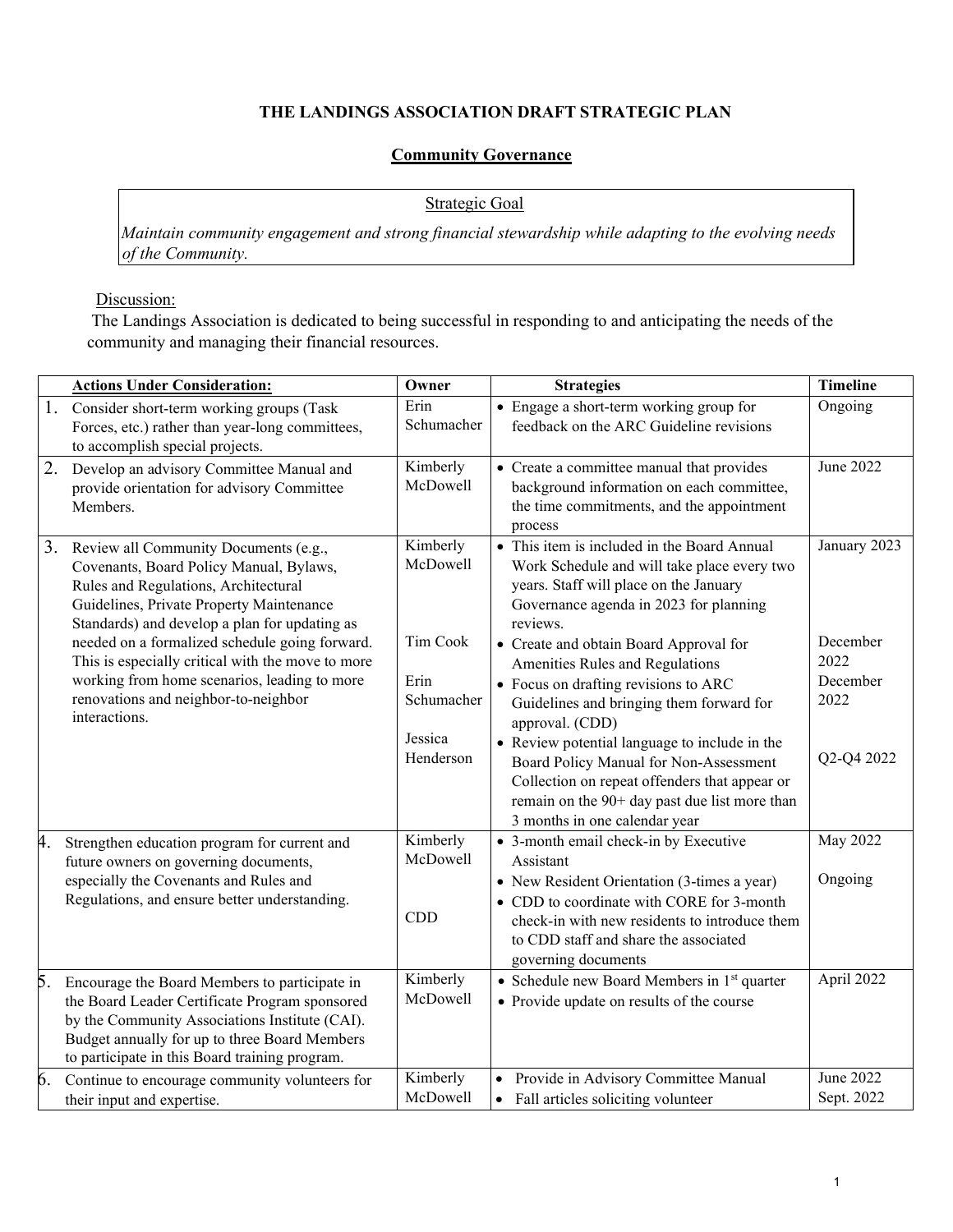# THE LANDINGS ASSOCIATION DRAFT STRATEGIC PLAN

## Community Governance

**Strategic Goal**

*Maintain community engagement and strong financial stewardship while adapting to the evolving needs of the Community.*

Discussion:

The Landings Association is dedicated to being successful in responding to and anticipating the needs of the community and managing their financial resources.

| | Actions Under Consideration: | Owner | Strategies | Timeline |
|---|---|---|---|---|
| 1. | Consider short-term working groups (Task Forces, etc.) rather than year-long committees, to accomplish special projects. | Erin Schumacher | • Engage a short-term working group for feedback on the ARC Guideline revisions | Ongoing |
| 2. | Develop an advisory Committee Manual and provide orientation for advisory Committee Members. | Kimberly McDowell | • Create a committee manual that provides background information on each committee, the time commitments, and the appointment process | June 2022 |
| 3. | Review all Community Documents (e.g., Covenants, Board Policy Manual, Bylaws, Rules and Regulations, Architectural Guidelines, Private Property Maintenance Standards) and develop a plan for updating as needed on a formalized schedule going forward. This is especially critical with the move to more working from home scenarios, leading to more renovations and neighbor-to-neighbor interactions. | Kimberly McDowell<br><br>Tim Cook<br><br>Erin Schumacher<br><br>Jessica Henderson | • This item is included in the Board Annual Work Schedule and will take place every two years. Staff will place on the January Governance agenda in 2023 for planning reviews.<br>• Create and obtain Board Approval for Amenities Rules and Regulations<br>• Focus on drafting revisions to ARC Guidelines and bringing them forward for approval. (CDD)<br>• Review potential language to include in the Board Policy Manual for Non-Assessment Collection on repeat offenders that appear or remain on the 90+ day past due list more than 3 months in one calendar year | January 2023<br><br>December 2022<br><br>December 2022<br><br>Q2-Q4 2022 |
| 4. | Strengthen education program for current and future owners on governing documents, especially the Covenants and Rules and Regulations, and ensure better understanding. | Kimberly McDowell<br><br>CDD | • 3-month email check-in by Executive Assistant<br>• New Resident Orientation (3-times a year)<br>• CDD to coordinate with CORE for 3-month check-in with new residents to introduce them to CDD staff and share the associated governing documents | May 2022<br><br>Ongoing |
| 5. | Encourage the Board Members to participate in the Board Leader Certificate Program sponsored by the Community Associations Institute (CAI). Budget annually for up to three Board Members to participate in this Board training program. | Kimberly McDowell | • Schedule new Board Members in 1st quarter<br>• Provide update on results of the course | April 2022 |
| 6. | Continue to encourage community volunteers for their input and expertise. | Kimberly McDowell | • Provide in Advisory Committee Manual<br>• Fall articles soliciting volunteer | June 2022<br>Sept. 2022 |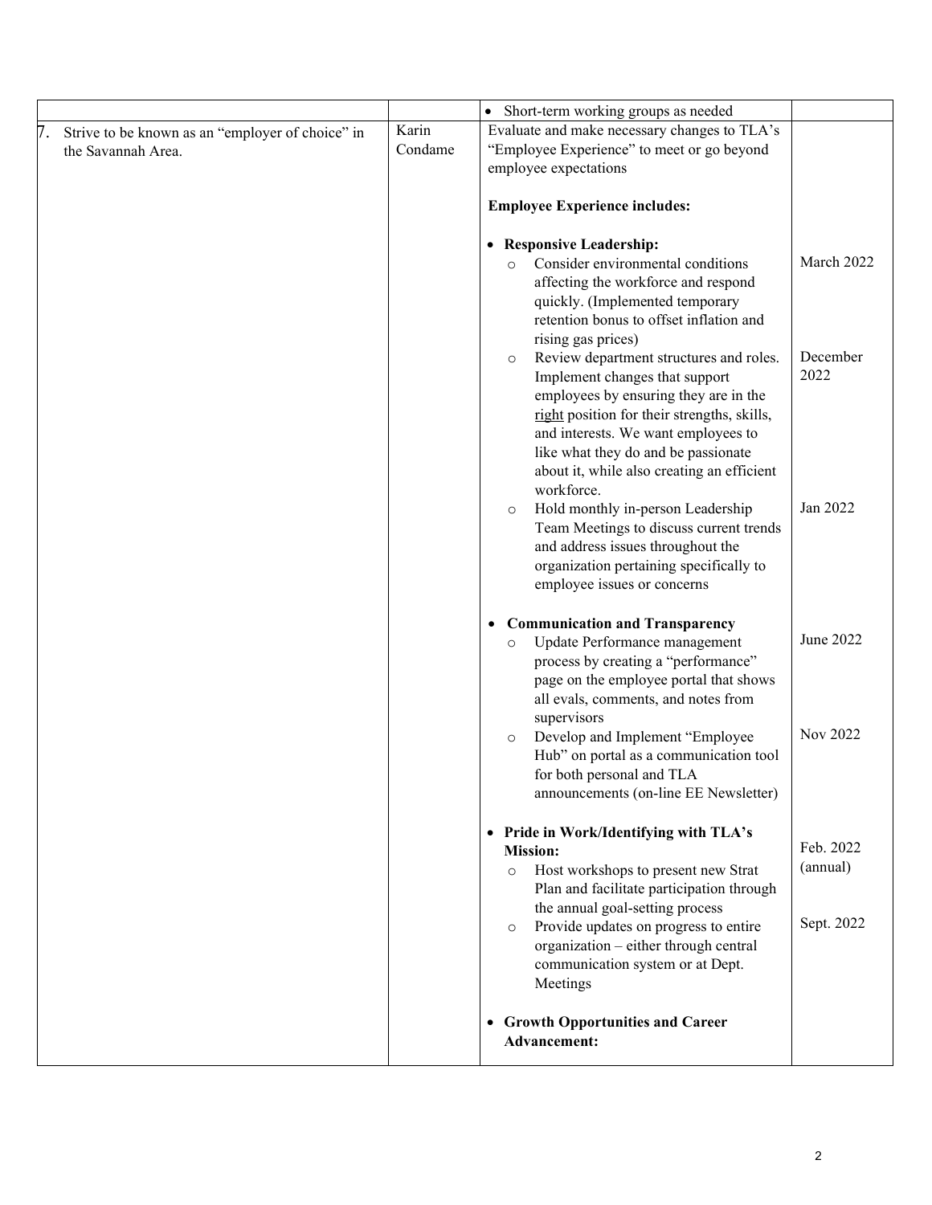| | | | |
|---|---|---|---|
| | | • Short-term working groups as needed | |
| 7. Strive to be known as an "employer of choice" in the Savannah Area. | Karin Condame | Evaluate and make necessary changes to TLA's "Employee Experience" to meet or go beyond employee expectations<br><br>**Employee Experience includes:**<br><br>• **Responsive Leadership:**<br>&nbsp;&nbsp;○ Consider environmental conditions affecting the workforce and respond quickly. (Implemented temporary retention bonus to offset inflation and rising gas prices)<br>&nbsp;&nbsp;○ Review department structures and roles. Implement changes that support employees by ensuring they are in the right position for their strengths, skills, and interests. We want employees to like what they do and be passionate about it, while also creating an efficient workforce.<br>&nbsp;&nbsp;○ Hold monthly in-person Leadership Team Meetings to discuss current trends and address issues throughout the organization pertaining specifically to employee issues or concerns<br><br>• **Communication and Transparency**<br>&nbsp;&nbsp;○ Update Performance management process by creating a "performance" page on the employee portal that shows all evals, comments, and notes from supervisors<br>&nbsp;&nbsp;○ Develop and Implement "Employee Hub" on portal as a communication tool for both personal and TLA announcements (on-line EE Newsletter)<br><br>• **Pride in Work/Identifying with TLA's Mission:**<br>&nbsp;&nbsp;○ Host workshops to present new Strat Plan and facilitate participation through the annual goal-setting process<br>&nbsp;&nbsp;○ Provide updates on progress to entire organization – either through central communication system or at Dept. Meetings<br><br>• **Growth Opportunities and Career Advancement:** | March 2022<br><br>December 2022<br><br>Jan 2022<br><br>June 2022<br><br>Nov 2022<br><br>Feb. 2022 (annual)<br><br>Sept. 2022 |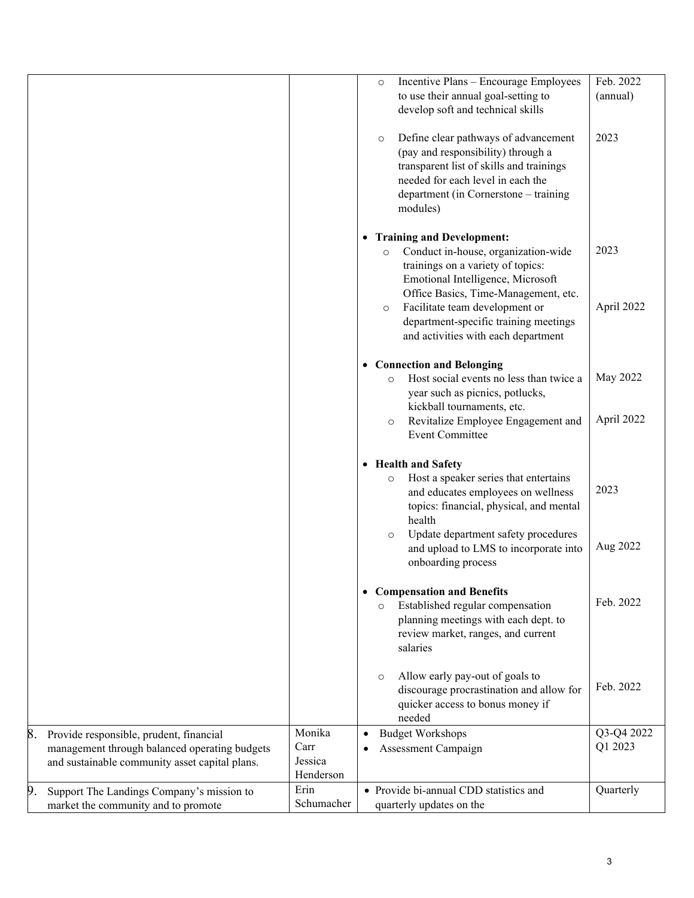| | | | |
|---|---|---|---|
| | | ○ Incentive Plans – Encourage Employees to use their annual goal-setting to develop soft and technical skills<br><br>○ Define clear pathways of advancement (pay and responsibility) through a transparent list of skills and trainings needed for each level in each the department (in Cornerstone – training modules)<br><br>• **Training and Development:**<br>○ Conduct in-house, organization-wide trainings on a variety of topics: Emotional Intelligence, Microsoft Office Basics, Time-Management, etc.<br>○ Facilitate team development or department-specific training meetings and activities with each department<br><br>• **Connection and Belonging**<br>○ Host social events no less than twice a year such as picnics, potlucks, kickball tournaments, etc.<br>○ Revitalize Employee Engagement and Event Committee<br><br>• **Health and Safety**<br>○ Host a speaker series that entertains and educates employees on wellness topics: financial, physical, and mental health<br>○ Update department safety procedures and upload to LMS to incorporate into onboarding process<br><br>• **Compensation and Benefits**<br>○ Established regular compensation planning meetings with each dept. to review market, ranges, and current salaries<br><br>○ Allow early pay-out of goals to discourage procrastination and allow for quicker access to bonus money if needed | Feb. 2022 (annual)<br><br>2023<br><br><br><br>2023<br><br>April 2022<br><br><br>May 2022<br><br>April 2022<br><br><br>2023<br><br>Aug 2022<br><br><br>Feb. 2022<br><br><br>Feb. 2022 |
| 8. Provide responsible, prudent, financial management through balanced operating budgets and sustainable community asset capital plans. | Monika Carr<br>Jessica Henderson | • Budget Workshops<br>• Assessment Campaign | Q3-Q4 2022<br>Q1 2023 |
| 9. Support The Landings Company's mission to market the community and to promote | Erin Schumacher | • Provide bi-annual CDD statistics and quarterly updates on the | Quarterly |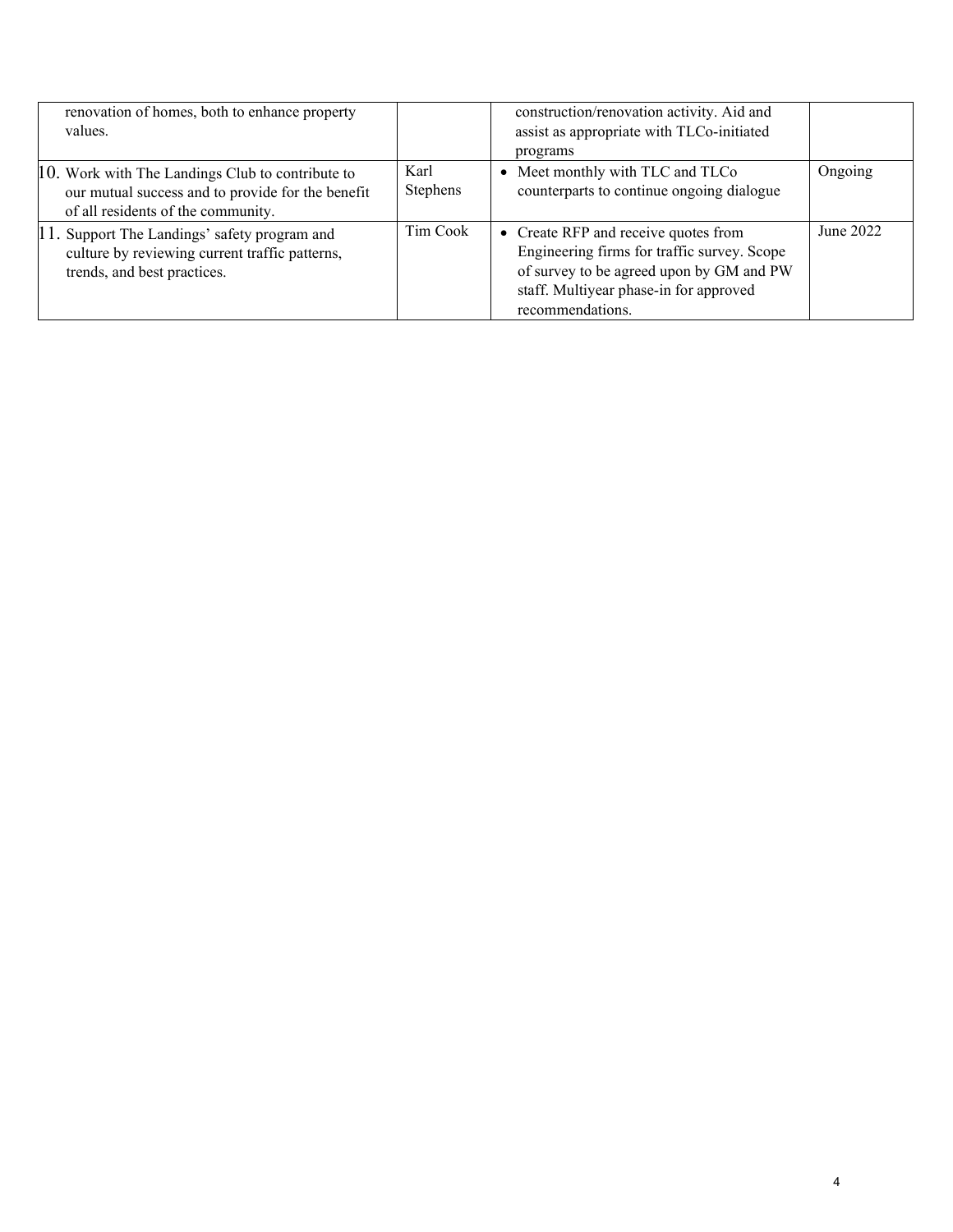|  |  |  |  |
|---|---|---|---|
| renovation of homes, both to enhance property values. |  | construction/renovation activity. Aid and assist as appropriate with TLCo-initiated programs |  |
| 10. Work with The Landings Club to contribute to our mutual success and to provide for the benefit of all residents of the community. | Karl Stephens | • Meet monthly with TLC and TLCo counterparts to continue ongoing dialogue | Ongoing |
| 11. Support The Landings' safety program and culture by reviewing current traffic patterns, trends, and best practices. | Tim Cook | • Create RFP and receive quotes from Engineering firms for traffic survey. Scope of survey to be agreed upon by GM and PW staff. Multiyear phase-in for approved recommendations. | June 2022 |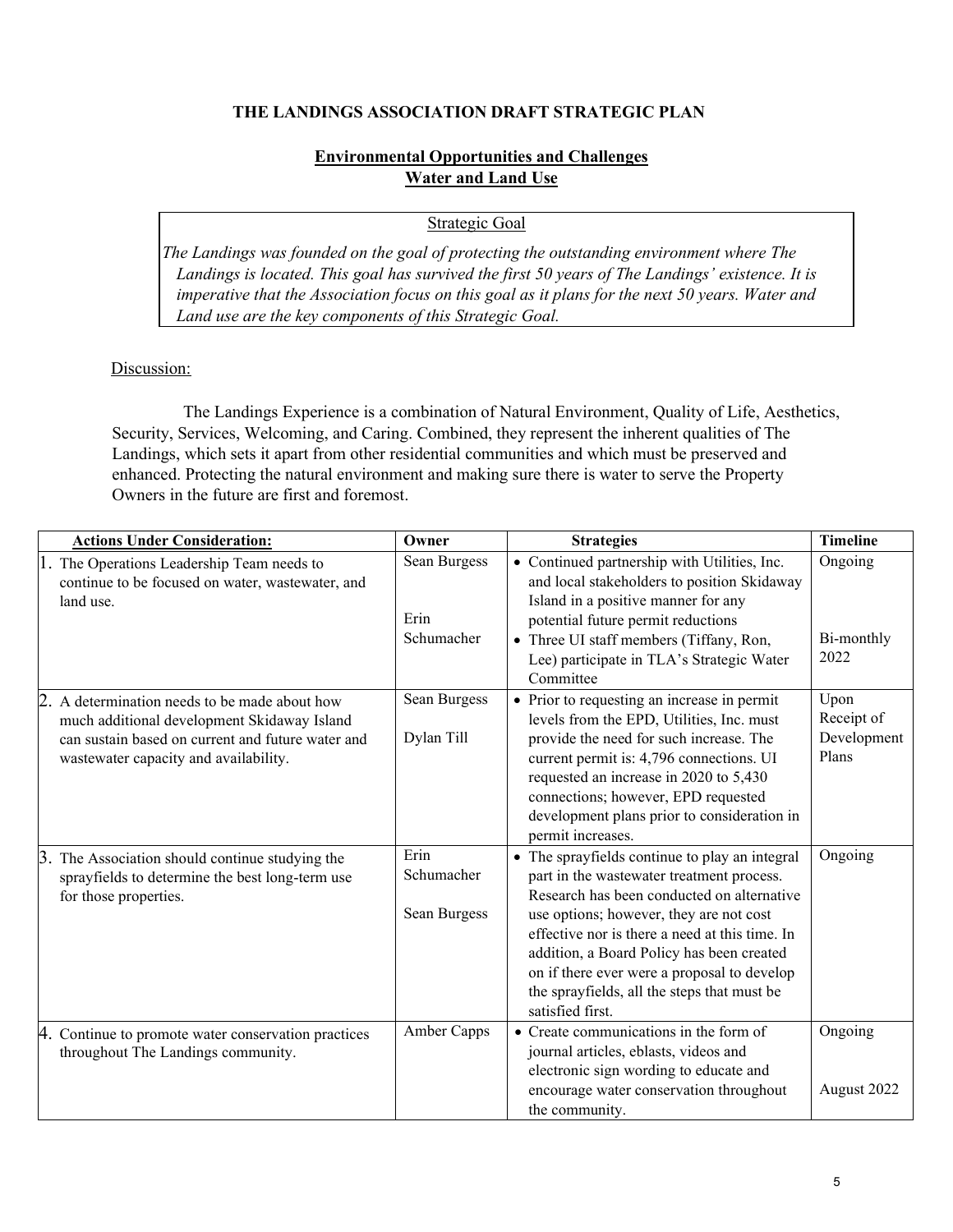# THE LANDINGS ASSOCIATION DRAFT STRATEGIC PLAN

## Environmental Opportunities and Challenges
## Water and Land Use

**Strategic Goal**

*The Landings was founded on the goal of protecting the outstanding environment where The Landings is located. This goal has survived the first 50 years of The Landings' existence. It is imperative that the Association focus on this goal as it plans for the next 50 years. Water and Land use are the key components of this Strategic Goal.*

Discussion:

The Landings Experience is a combination of Natural Environment, Quality of Life, Aesthetics, Security, Services, Welcoming, and Caring. Combined, they represent the inherent qualities of The Landings, which sets it apart from other residential communities and which must be preserved and enhanced. Protecting the natural environment and making sure there is water to serve the Property Owners in the future are first and foremost.

| Actions Under Consideration: | Owner | Strategies | Timeline |
|---|---|---|---|
| 1. The Operations Leadership Team needs to continue to be focused on water, wastewater, and land use. | Sean Burgess<br><br>Erin Schumacher | • Continued partnership with Utilities, Inc. and local stakeholders to position Skidaway Island in a positive manner for any potential future permit reductions<br>• Three UI staff members (Tiffany, Ron, Lee) participate in TLA's Strategic Water Committee | Ongoing<br><br>Bi-monthly 2022 |
| 2. A determination needs to be made about how much additional development Skidaway Island can sustain based on current and future water and wastewater capacity and availability. | Sean Burgess<br><br>Dylan Till | • Prior to requesting an increase in permit levels from the EPD, Utilities, Inc. must provide the need for such increase. The current permit is: 4,796 connections. UI requested an increase in 2020 to 5,430 connections; however, EPD requested development plans prior to consideration in permit increases. | Upon Receipt of Development Plans |
| 3. The Association should continue studying the sprayfields to determine the best long-term use for those properties. | Erin Schumacher<br><br>Sean Burgess | • The sprayfields continue to play an integral part in the wastewater treatment process. Research has been conducted on alternative use options; however, they are not cost effective nor is there a need at this time. In addition, a Board Policy has been created on if there ever were a proposal to develop the sprayfields, all the steps that must be satisfied first. | Ongoing |
| 4. Continue to promote water conservation practices throughout The Landings community. | Amber Capps | • Create communications in the form of journal articles, eblasts, videos and electronic sign wording to educate and encourage water conservation throughout the community. | Ongoing<br><br>August 2022 |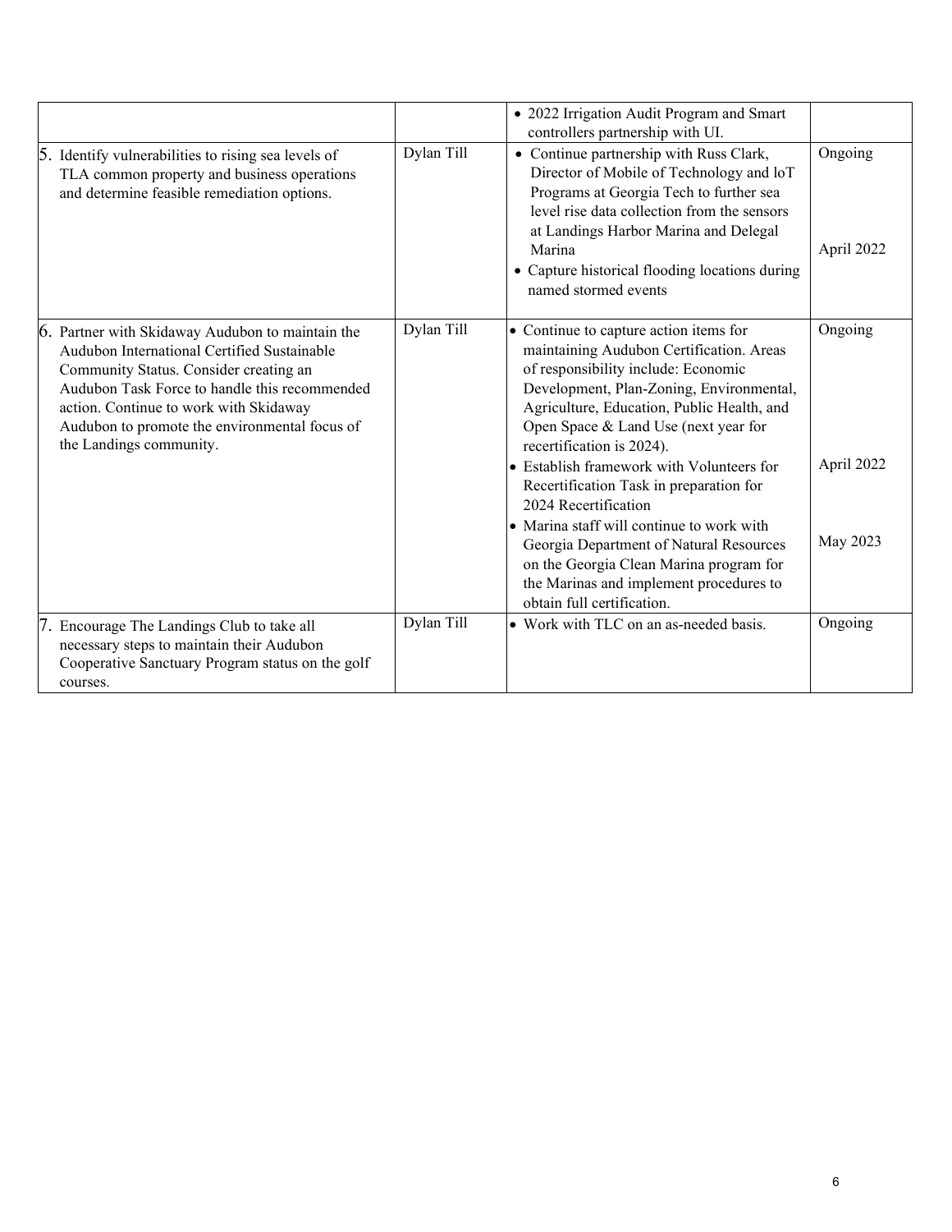| | | | |
|---|---|---|---|
| | | • 2022 Irrigation Audit Program and Smart controllers partnership with UI. | |
| 5. Identify vulnerabilities to rising sea levels of TLA common property and business operations and determine feasible remediation options. | Dylan Till | • Continue partnership with Russ Clark, Director of Mobile of Technology and loT Programs at Georgia Tech to further sea level rise data collection from the sensors at Landings Harbor Marina and Delegal Marina<br>• Capture historical flooding locations during named stormed events | Ongoing<br><br>April 2022 |
| 6. Partner with Skidaway Audubon to maintain the Audubon International Certified Sustainable Community Status. Consider creating an Audubon Task Force to handle this recommended action. Continue to work with Skidaway Audubon to promote the environmental focus of the Landings community. | Dylan Till | • Continue to capture action items for maintaining Audubon Certification. Areas of responsibility include: Economic Development, Plan-Zoning, Environmental, Agriculture, Education, Public Health, and Open Space & Land Use (next year for recertification is 2024).<br>• Establish framework with Volunteers for Recertification Task in preparation for 2024 Recertification<br>• Marina staff will continue to work with Georgia Department of Natural Resources on the Georgia Clean Marina program for the Marinas and implement procedures to obtain full certification. | Ongoing<br><br>April 2022<br><br>May 2023 |
| 7. Encourage The Landings Club to take all necessary steps to maintain their Audubon Cooperative Sanctuary Program status on the golf courses. | Dylan Till | • Work with TLC on an as-needed basis. | Ongoing |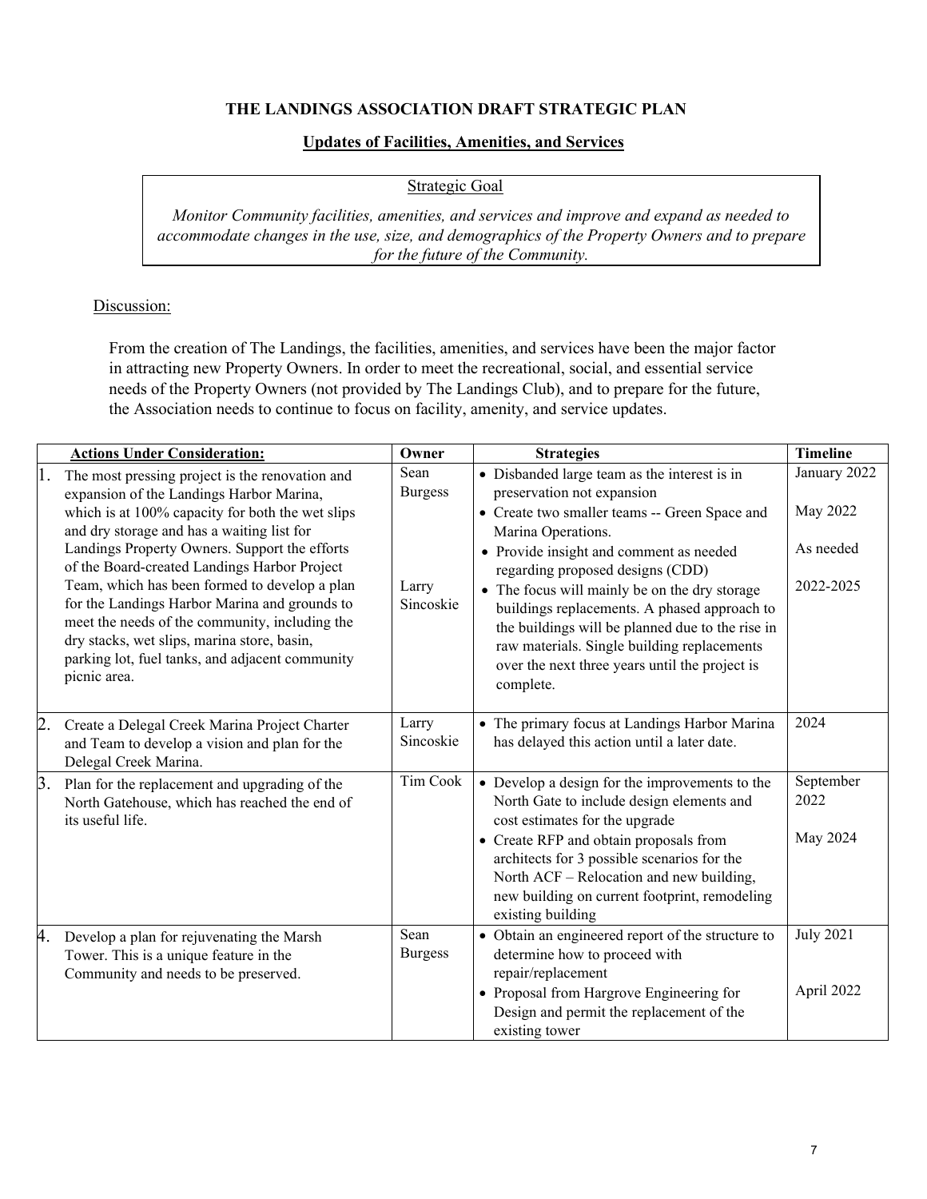# THE LANDINGS ASSOCIATION DRAFT STRATEGIC PLAN

## Updates of Facilities, Amenities, and Services

> Strategic Goal
>
> *Monitor Community facilities, amenities, and services and improve and expand as needed to accommodate changes in the use, size, and demographics of the Property Owners and to prepare for the future of the Community.*

Discussion:

From the creation of The Landings, the facilities, amenities, and services have been the major factor in attracting new Property Owners. In order to meet the recreational, social, and essential service needs of the Property Owners (not provided by The Landings Club), and to prepare for the future, the Association needs to continue to focus on facility, amenity, and service updates.

| Actions Under Consideration: | Owner | Strategies | Timeline |
|---|---|---|---|
| 1. The most pressing project is the renovation and expansion of the Landings Harbor Marina, which is at 100% capacity for both the wet slips and dry storage and has a waiting list for Landings Property Owners. Support the efforts of the Board-created Landings Harbor Project Team, which has been formed to develop a plan for the Landings Harbor Marina and grounds to meet the needs of the community, including the dry stacks, wet slips, marina store, basin, parking lot, fuel tanks, and adjacent community picnic area. | Sean Burgess<br><br>Larry Sincoskie | • Disbanded large team as the interest is in preservation not expansion<br>• Create two smaller teams -- Green Space and Marina Operations.<br>• Provide insight and comment as needed regarding proposed designs (CDD)<br>• The focus will mainly be on the dry storage buildings replacements. A phased approach to the buildings will be planned due to the rise in raw materials. Single building replacements over the next three years until the project is complete. | January 2022<br><br>May 2022<br><br>As needed<br><br>2022-2025 |
| 2. Create a Delegal Creek Marina Project Charter and Team to develop a vision and plan for the Delegal Creek Marina. | Larry Sincoskie | • The primary focus at Landings Harbor Marina has delayed this action until a later date. | 2024 |
| 3. Plan for the replacement and upgrading of the North Gatehouse, which has reached the end of its useful life. | Tim Cook | • Develop a design for the improvements to the North Gate to include design elements and cost estimates for the upgrade<br>• Create RFP and obtain proposals from architects for 3 possible scenarios for the North ACF – Relocation and new building, new building on current footprint, remodeling existing building | September 2022<br><br>May 2024 |
| 4. Develop a plan for rejuvenating the Marsh Tower. This is a unique feature in the Community and needs to be preserved. | Sean Burgess | • Obtain an engineered report of the structure to determine how to proceed with repair/replacement<br>• Proposal from Hargrove Engineering for Design and permit the replacement of the existing tower | July 2021<br><br>April 2022 |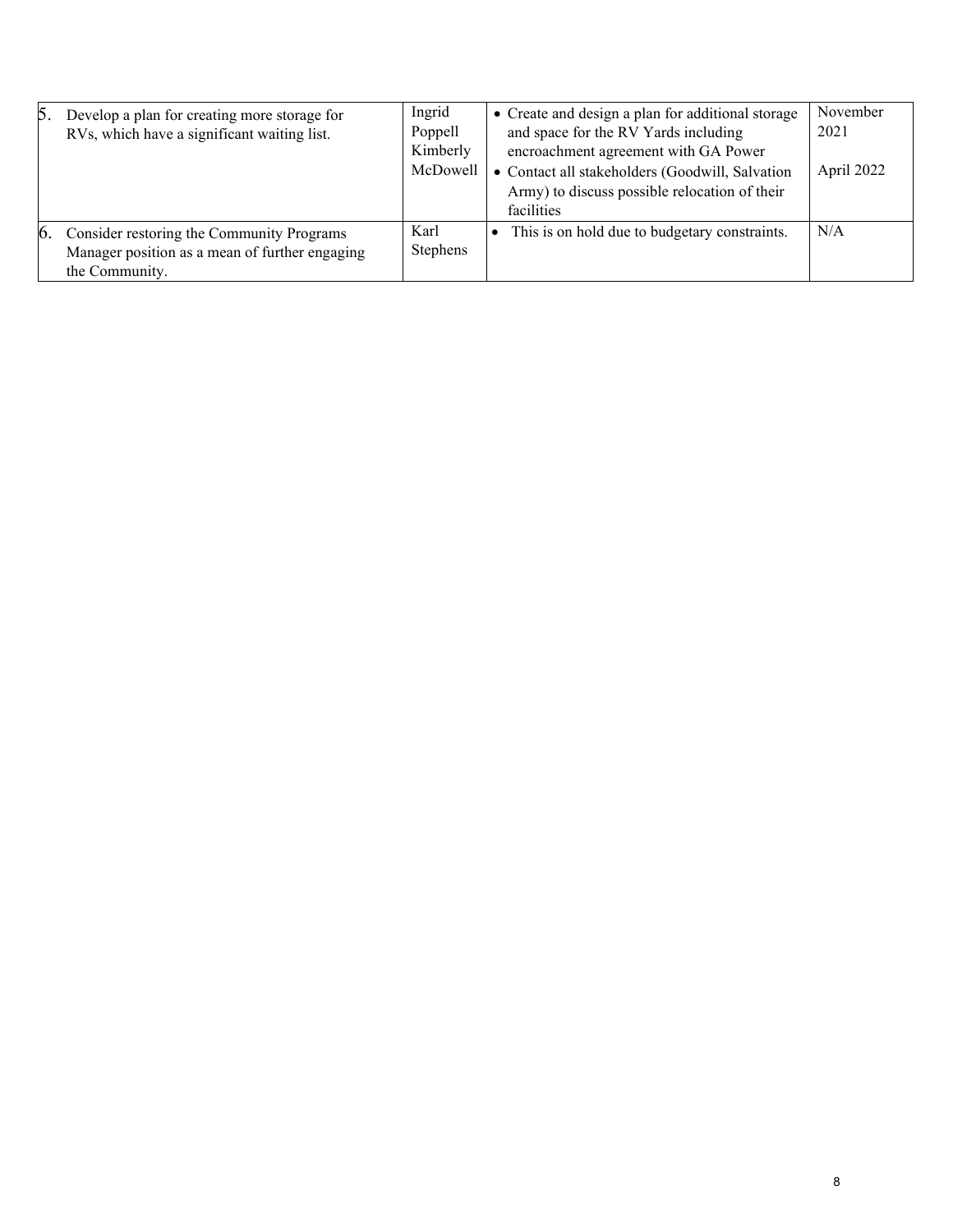| | | | |
|---|---|---|---|
| 5. Develop a plan for creating more storage for RVs, which have a significant waiting list. | Ingrid Poppell<br>Kimberly McDowell | • Create and design a plan for additional storage and space for the RV Yards including encroachment agreement with GA Power<br>• Contact all stakeholders (Goodwill, Salvation Army) to discuss possible relocation of their facilities | November 2021<br><br>April 2022 |
| 6. Consider restoring the Community Programs Manager position as a mean of further engaging the Community. | Karl Stephens | • This is on hold due to budgetary constraints. | N/A |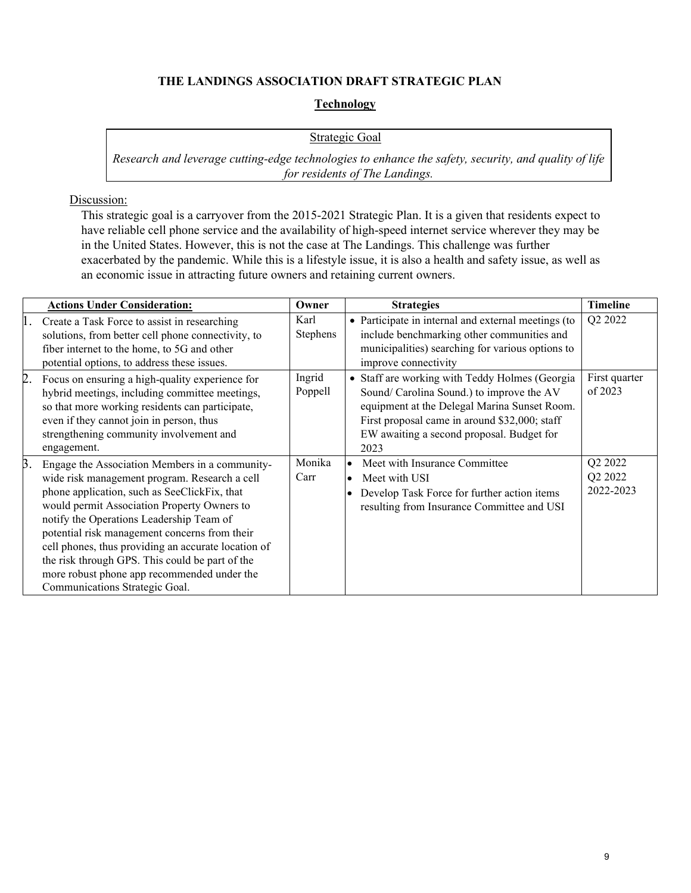# THE LANDINGS ASSOCIATION DRAFT STRATEGIC PLAN

## Technology

**Strategic Goal**

*Research and leverage cutting-edge technologies to enhance the safety, security, and quality of life for residents of The Landings.*

Discussion:

This strategic goal is a carryover from the 2015-2021 Strategic Plan. It is a given that residents expect to have reliable cell phone service and the availability of high-speed internet service wherever they may be in the United States. However, this is not the case at The Landings. This challenge was further exacerbated by the pandemic. While this is a lifestyle issue, it is also a health and safety issue, as well as an economic issue in attracting future owners and retaining current owners.

| Actions Under Consideration: | Owner | Strategies | Timeline |
|---|---|---|---|
| 1. Create a Task Force to assist in researching solutions, from better cell phone connectivity, to fiber internet to the home, to 5G and other potential options, to address these issues. | Karl Stephens | • Participate in internal and external meetings (to include benchmarking other communities and municipalities) searching for various options to improve connectivity | Q2 2022 |
| 2. Focus on ensuring a high-quality experience for hybrid meetings, including committee meetings, so that more working residents can participate, even if they cannot join in person, thus strengthening community involvement and engagement. | Ingrid Poppell | • Staff are working with Teddy Holmes (Georgia Sound/ Carolina Sound.) to improve the AV equipment at the Delegal Marina Sunset Room. First proposal came in around $32,000; staff EW awaiting a second proposal. Budget for 2023 | First quarter of 2023 |
| 3. Engage the Association Members in a community-wide risk management program. Research a cell phone application, such as SeeClickFix, that would permit Association Property Owners to notify the Operations Leadership Team of potential risk management concerns from their cell phones, thus providing an accurate location of the risk through GPS. This could be part of the more robust phone app recommended under the Communications Strategic Goal. | Monika Carr | • Meet with Insurance Committee<br>• Meet with USI<br>• Develop Task Force for further action items resulting from Insurance Committee and USI | Q2 2022<br>Q2 2022<br>2022-2023 |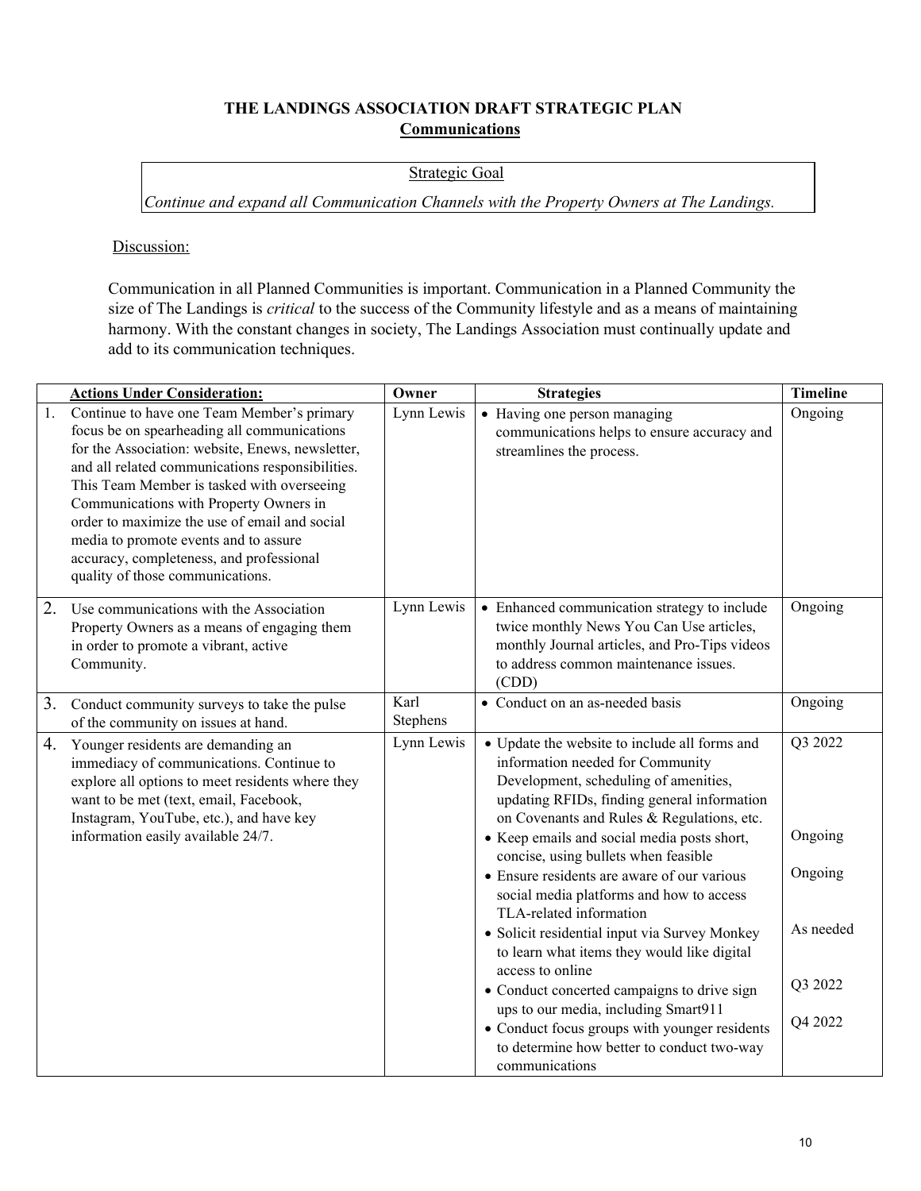**THE LANDINGS ASSOCIATION DRAFT STRATEGIC PLAN**

**Communications**

| Strategic Goal |
|---|
| *Continue and expand all Communication Channels with the Property Owners at The Landings.* |

Discussion:

Communication in all Planned Communities is important. Communication in a Planned Community the size of The Landings is *critical* to the success of the Community lifestyle and as a means of maintaining harmony. With the constant changes in society, The Landings Association must continually update and add to its communication techniques.

| | **Actions Under Consideration:** | **Owner** | **Strategies** | **Timeline** |
|---|---|---|---|---|
| 1. | Continue to have one Team Member's primary focus be on spearheading all communications for the Association: website, Enews, newsletter, and all related communications responsibilities. This Team Member is tasked with overseeing Communications with Property Owners in order to maximize the use of email and social media to promote events and to assure accuracy, completeness, and professional quality of those communications. | Lynn Lewis | • Having one person managing communications helps to ensure accuracy and streamlines the process. | Ongoing |
| 2. | Use communications with the Association Property Owners as a means of engaging them in order to promote a vibrant, active Community. | Lynn Lewis | • Enhanced communication strategy to include twice monthly News You Can Use articles, monthly Journal articles, and Pro-Tips videos to address common maintenance issues. (CDD) | Ongoing |
| 3. | Conduct community surveys to take the pulse of the community on issues at hand. | Karl Stephens | • Conduct on an as-needed basis | Ongoing |
| 4. | Younger residents are demanding an immediacy of communications. Continue to explore all options to meet residents where they want to be met (text, email, Facebook, Instagram, YouTube, etc.), and have key information easily available 24/7. | Lynn Lewis | • Update the website to include all forms and information needed for Community Development, scheduling of amenities, updating RFIDs, finding general information on Covenants and Rules & Regulations, etc.<br>• Keep emails and social media posts short, concise, using bullets when feasible<br>• Ensure residents are aware of our various social media platforms and how to access TLA-related information<br>• Solicit residential input via Survey Monkey to learn what items they would like digital access to online<br>• Conduct concerted campaigns to drive sign ups to our media, including Smart911<br>• Conduct focus groups with younger residents to determine how better to conduct two-way communications | Q3 2022<br><br>Ongoing<br><br>Ongoing<br><br>As needed<br><br>Q3 2022<br><br>Q4 2022 |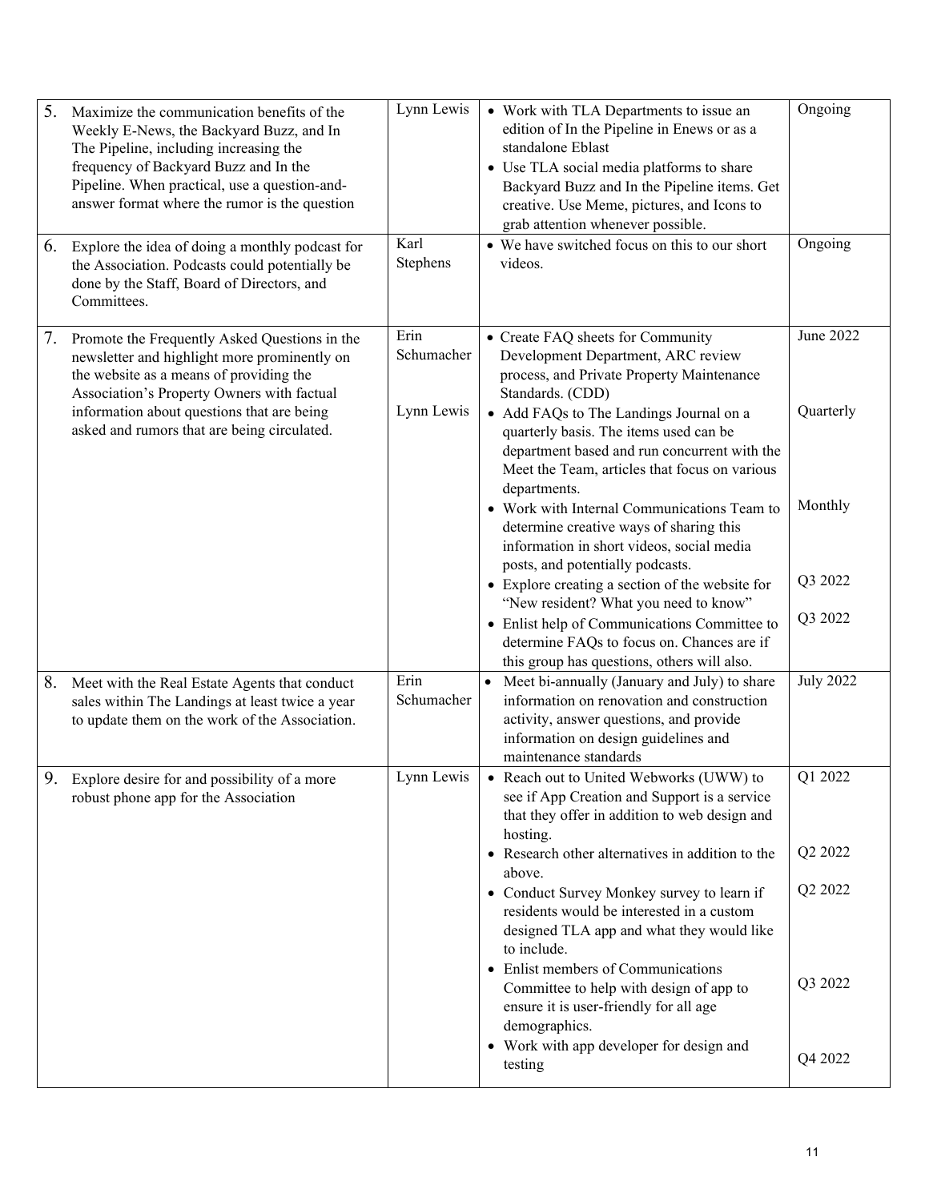| | | | |
|---|---|---|---|
| 5. Maximize the communication benefits of the Weekly E-News, the Backyard Buzz, and In The Pipeline, including increasing the frequency of Backyard Buzz and In the Pipeline. When practical, use a question-and-answer format where the rumor is the question | Lynn Lewis | • Work with TLA Departments to issue an edition of In the Pipeline in Enews or as a standalone Eblast<br>• Use TLA social media platforms to share Backyard Buzz and In the Pipeline items. Get creative. Use Meme, pictures, and Icons to grab attention whenever possible. | Ongoing |
| 6. Explore the idea of doing a monthly podcast for the Association. Podcasts could potentially be done by the Staff, Board of Directors, and Committees. | Karl Stephens | • We have switched focus on this to our short videos. | Ongoing |
| 7. Promote the Frequently Asked Questions in the newsletter and highlight more prominently on the website as a means of providing the Association's Property Owners with factual information about questions that are being asked and rumors that are being circulated. | Erin Schumacher<br><br>Lynn Lewis | • Create FAQ sheets for Community Development Department, ARC review process, and Private Property Maintenance Standards. (CDD)<br>• Add FAQs to The Landings Journal on a quarterly basis. The items used can be department based and run concurrent with the Meet the Team, articles that focus on various departments.<br>• Work with Internal Communications Team to determine creative ways of sharing this information in short videos, social media posts, and potentially podcasts.<br>• Explore creating a section of the website for "New resident? What you need to know"<br>• Enlist help of Communications Committee to determine FAQs to focus on. Chances are if this group has questions, others will also. | June 2022<br><br>Quarterly<br><br>Monthly<br><br>Q3 2022<br><br>Q3 2022 |
| 8. Meet with the Real Estate Agents that conduct sales within The Landings at least twice a year to update them on the work of the Association. | Erin Schumacher | • Meet bi-annually (January and July) to share information on renovation and construction activity, answer questions, and provide information on design guidelines and maintenance standards | July 2022 |
| 9. Explore desire for and possibility of a more robust phone app for the Association | Lynn Lewis | • Reach out to United Webworks (UWW) to see if App Creation and Support is a service that they offer in addition to web design and hosting.<br>• Research other alternatives in addition to the above.<br>• Conduct Survey Monkey survey to learn if residents would be interested in a custom designed TLA app and what they would like to include.<br>• Enlist members of Communications Committee to help with design of app to ensure it is user-friendly for all age demographics.<br>• Work with app developer for design and testing | Q1 2022<br><br>Q2 2022<br><br>Q2 2022<br><br>Q3 2022<br><br>Q4 2022 |